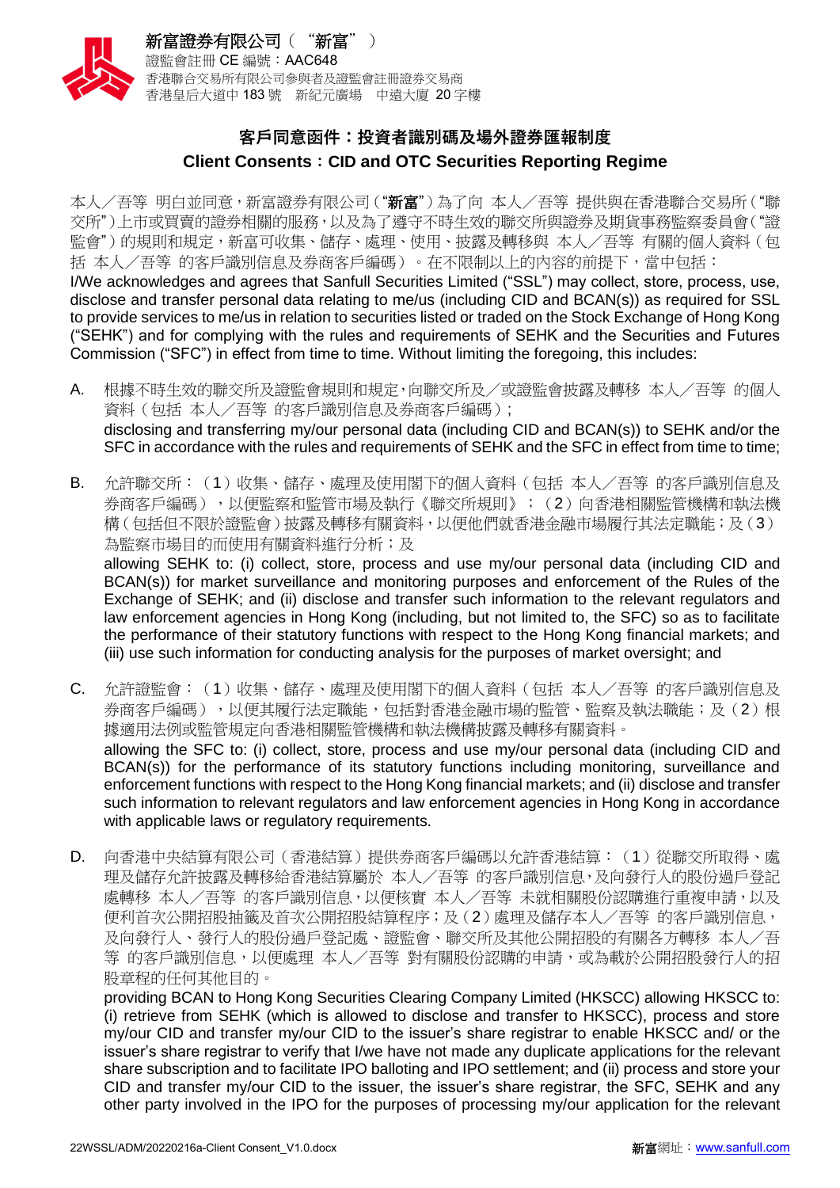**新富證券有限公司（"新富"）**
證監會註冊 CE 編號：AAC648
香港聯合交易所有限公司參與者及證監會註冊證券交易商
香港皇后大道中 183 號　新紀元廣場　中遠大廈 20 字樓

## 客戶同意函件：投資者識別碼及場外證券匯報制度
## Client Consents：CID and OTC Securities Reporting Regime

本人／吾等 明白並同意，新富證券有限公司（"**新富**"）為了向 本人／吾等 提供與在香港聯合交易所（"聯交所"）上市或買賣的證券相關的服務，以及為了遵守不時生效的聯交所與證券及期貨事務監察委員會（"證監會"）的規則和規定，新富可收集、儲存、處理、使用、披露及轉移與 本人／吾等 有關的個人資料（包括 本人／吾等 的客戶識別信息及券商客戶編碼）。在不限制以上的內容的前提下，當中包括：
I/We acknowledges and agrees that Sanfull Securities Limited ("SSL") may collect, store, process, use, disclose and transfer personal data relating to me/us (including CID and BCAN(s)) as required for SSL to provide services to me/us in relation to securities listed or traded on the Stock Exchange of Hong Kong ("SEHK") and for complying with the rules and requirements of SEHK and the Securities and Futures Commission ("SFC") in effect from time to time. Without limiting the foregoing, this includes:

A. 根據不時生效的聯交所及證監會規則和規定，向聯交所及／或證監會披露及轉移 本人／吾等 的個人資料（包括 本人／吾等 的客戶識別信息及券商客戶編碼）；
disclosing and transferring my/our personal data (including CID and BCAN(s)) to SEHK and/or the SFC in accordance with the rules and requirements of SEHK and the SFC in effect from time to time;

B. 允許聯交所：（1）收集、儲存、處理及使用閣下的個人資料（包括 本人／吾等 的客戶識別信息及券商客戶編碼），以便監察和監管市場及執行《聯交所規則》；（2）向香港相關監管機構和執法機構（包括但不限於證監會）披露及轉移有關資料，以便他們就香港金融市場履行其法定職能；及（3）為監察市場目的而使用有關資料進行分析；及
allowing SEHK to: (i) collect, store, process and use my/our personal data (including CID and BCAN(s)) for market surveillance and monitoring purposes and enforcement of the Rules of the Exchange of SEHK; and (ii) disclose and transfer such information to the relevant regulators and law enforcement agencies in Hong Kong (including, but not limited to, the SFC) so as to facilitate the performance of their statutory functions with respect to the Hong Kong financial markets; and (iii) use such information for conducting analysis for the purposes of market oversight; and

C. 允許證監會：（1）收集、儲存、處理及使用閣下的個人資料（包括 本人／吾等 的客戶識別信息及券商客戶編碼），以便其履行法定職能，包括對香港金融市場的監管、監察及執法職能；及（2）根據適用法例或監管規定向香港相關監管機構和執法機構披露及轉移有關資料。
allowing the SFC to: (i) collect, store, process and use my/our personal data (including CID and BCAN(s)) for the performance of its statutory functions including monitoring, surveillance and enforcement functions with respect to the Hong Kong financial markets; and (ii) disclose and transfer such information to relevant regulators and law enforcement agencies in Hong Kong in accordance with applicable laws or regulatory requirements.

D. 向香港中央結算有限公司（香港結算）提供券商客戶編碼以允許香港結算：（1）從聯交所取得、處理及儲存允許披露及轉移給香港結算屬於 本人／吾等 的客戶識別信息，及向發行人的股份過戶登記處轉移 本人／吾等 的客戶識別信息，以便核實 本人／吾等 未就相關股份認購進行重複申請，以及便利首次公開招股抽籤及首次公開招股結算程序；及（2）處理及儲存本人／吾等 的客戶識別信息，及向發行人、發行人的股份過戶登記處、證監會、聯交所及其他公開招股的有關各方轉移 本人／吾等 的客戶識別信息，以便處理 本人／吾等 對有關股份認購的申請，或為載於公開招股發行人的招股章程的任何其他目的。
providing BCAN to Hong Kong Securities Clearing Company Limited (HKSCC) allowing HKSCC to: (i) retrieve from SEHK (which is allowed to disclose and transfer to HKSCC), process and store my/our CID and transfer my/our CID to the issuer's share registrar to enable HKSCC and/ or the issuer's share registrar to verify that I/we have not made any duplicate applications for the relevant share subscription and to facilitate IPO balloting and IPO settlement; and (ii) process and store your CID and transfer my/our CID to the issuer, the issuer's share registrar, the SFC, SEHK and any other party involved in the IPO for the purposes of processing my/our application for the relevant

22WSSL/ADM/20220216a-Client Consent_V1.0.docx　　新富網址：www.sanfull.com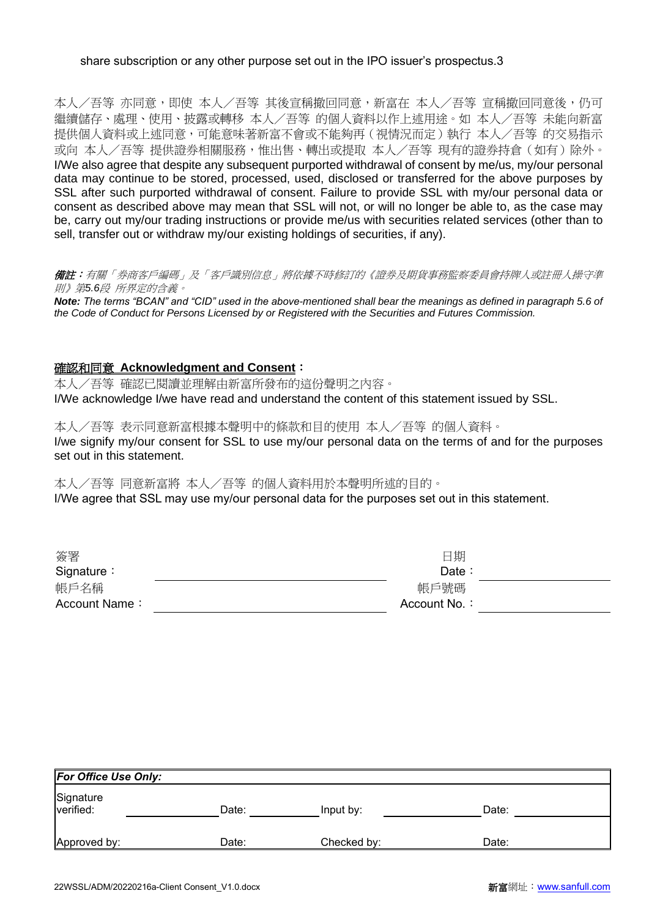share subscription or any other purpose set out in the IPO issuer's prospectus.3

本人／吾等 亦同意，即使 本人／吾等 其後宣稱撤回同意，新富在 本人／吾等 宣稱撤回同意後，仍可繼續儲存、處理、使用、披露或轉移 本人／吾等 的個人資料以作上述用途。如 本人／吾等 未能向新富提供個人資料或上述同意，可能意味著新富不會或不能夠再（視情況而定）執行 本人／吾等 的交易指示或向 本人／吾等 提供證券相關服務，惟出售、轉出或提取 本人／吾等 現有的證券持倉（如有）除外。
I/We also agree that despite any subsequent purported withdrawal of consent by me/us, my/our personal data may continue to be stored, processed, used, disclosed or transferred for the above purposes by SSL after such purported withdrawal of consent. Failure to provide SSL with my/our personal data or consent as described above may mean that SSL will not, or will no longer be able to, as the case may be, carry out my/our trading instructions or provide me/us with securities related services (other than to sell, transfer out or withdraw my/our existing holdings of securities, if any).

***備註：****有關「券商客戶編碼」及「客戶識別信息」將依據不時修訂的《證券及期貨事務監察委員會持牌人或註冊人操守準則》第5.6段 所界定的含義。*
***Note:*** *The terms "BCAN" and "CID" used in the above-mentioned shall bear the meanings as defined in paragraph 5.6 of the Code of Conduct for Persons Licensed by or Registered with the Securities and Futures Commission.*

**<u>確認和同意 Acknowledgment and Consent</u>：**

本人／吾等 確認已閱讀並理解由新富所發布的這份聲明之內容。
I/We acknowledge I/we have read and understand the content of this statement issued by SSL.

本人／吾等 表示同意新富根據本聲明中的條款和目的使用 本人／吾等 的個人資料。
I/we signify my/our consent for SSL to use my/our personal data on the terms of and for the purposes set out in this statement.

本人／吾等 同意新富將 本人／吾等 的個人資料用於本聲明所述的目的。
I/We agree that SSL may use my/our personal data for the purposes set out in this statement.

| | | | |
|---|---|---|---|
| 簽署<br>Signature： | ____________________ | 日期<br>Date： | ____________ |
| 帳戶名稱<br>Account Name： | ____________________ | 帳戶號碼<br>Account No.： | ____________ |

| ***For Office Use Only:*** | | | | | | | |
|---|---|---|---|---|---|---|---|
| Signature verified: | | Date: | | Input by: | | Date: | |
| Approved by: | | Date: | | Checked by: | | Date: | |

22WSSL/ADM/20220216a-Client Consent_V1.0.docx

**新富**網址：www.sanfull.com